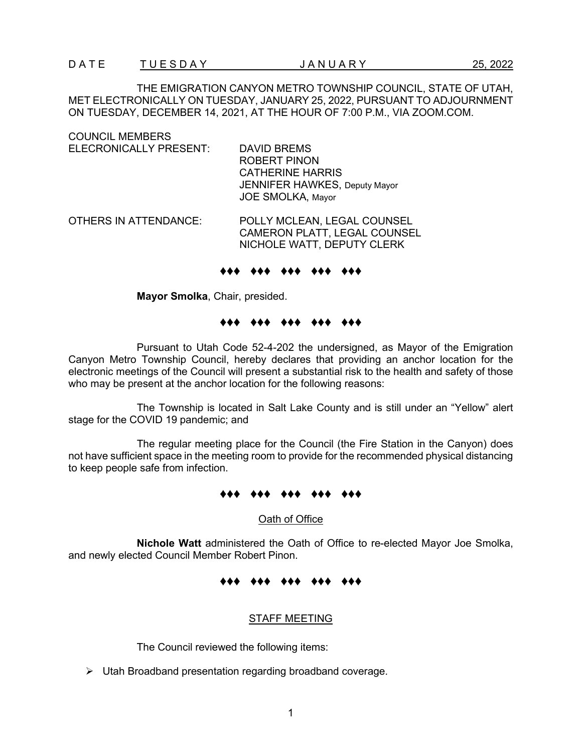DATE TUESDAY JANUARY 25, 2022

THE EMIGRATION CANYON METRO TOWNSHIP COUNCIL, STATE OF UTAH, MET ELECTRONICALLY ON TUESDAY, JANUARY 25, 2022, PURSUANT TO ADJOURNMENT ON TUESDAY, DECEMBER 14, 2021, AT THE HOUR OF 7:00 P.M., VIA ZOOM.COM.

COUNCIL MEMBERS ELECRONICALLY PRESENT:

DAVID BREMS
ROBERT PINON
CATHERINE HARRIS
JENNIFER HAWKES, Deputy Mayor
JOE SMOLKA, Mayor

OTHERS IN ATTENDANCE:

POLLY MCLEAN, LEGAL COUNSEL
CAMERON PLATT, LEGAL COUNSEL
NICHOLE WATT, DEPUTY CLERK

♦♦♦ ♦♦♦ ♦♦♦ ♦♦♦ ♦♦♦

**Mayor Smolka**, Chair, presided.

♦♦♦ ♦♦♦ ♦♦♦ ♦♦♦ ♦♦♦

Pursuant to Utah Code 52-4-202 the undersigned, as Mayor of the Emigration Canyon Metro Township Council, hereby declares that providing an anchor location for the electronic meetings of the Council will present a substantial risk to the health and safety of those who may be present at the anchor location for the following reasons:

The Township is located in Salt Lake County and is still under an "Yellow" alert stage for the COVID 19 pandemic; and

The regular meeting place for the Council (the Fire Station in the Canyon) does not have sufficient space in the meeting room to provide for the recommended physical distancing to keep people safe from infection.

♦♦♦ ♦♦♦ ♦♦♦ ♦♦♦ ♦♦♦

## Oath of Office

**Nichole Watt** administered the Oath of Office to re-elected Mayor Joe Smolka, and newly elected Council Member Robert Pinon.

♦♦♦ ♦♦♦ ♦♦♦ ♦♦♦ ♦♦♦

## STAFF MEETING

The Council reviewed the following items:

- Utah Broadband presentation regarding broadband coverage.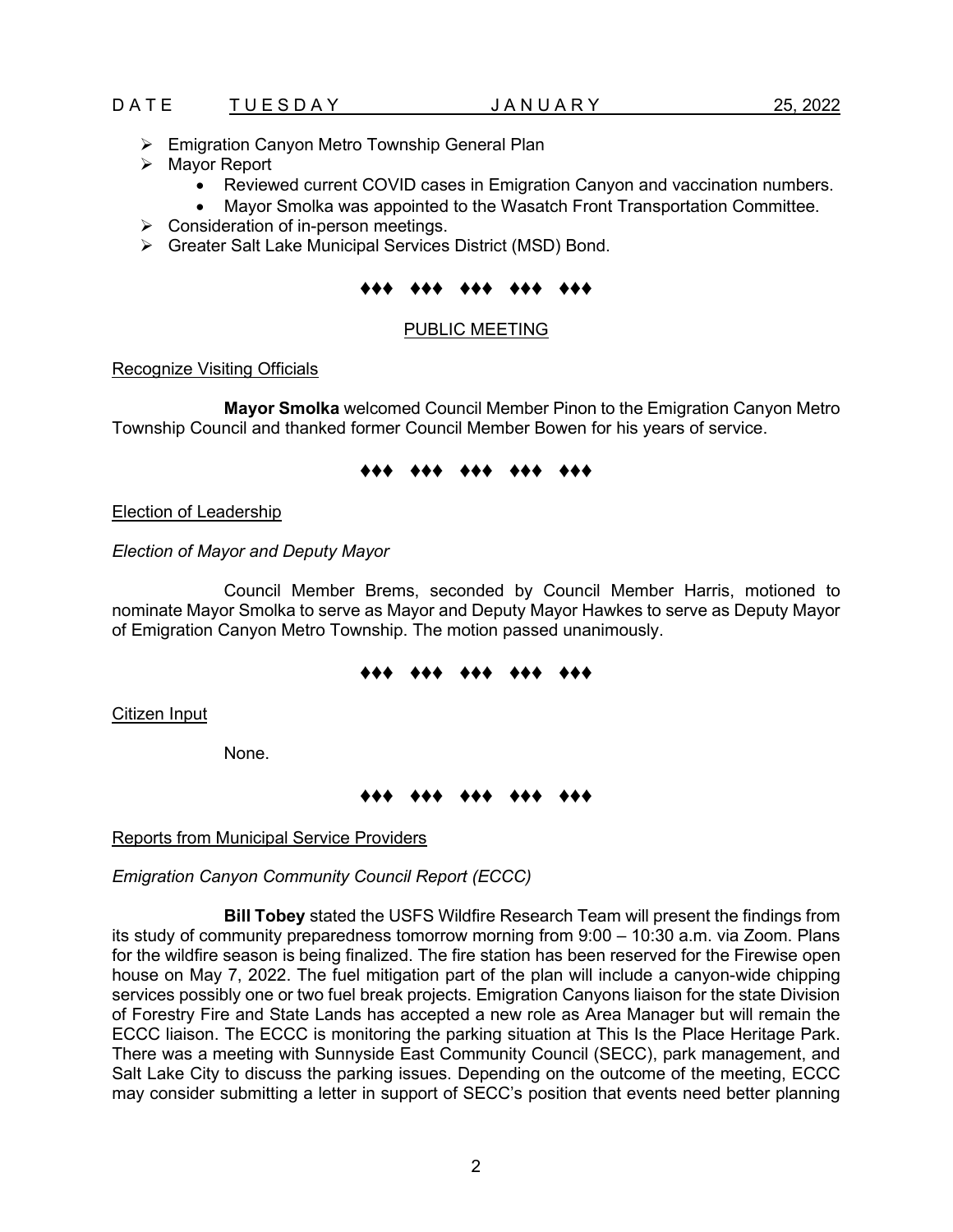- Emigration Canyon Metro Township General Plan
- Mayor Report
  - Reviewed current COVID cases in Emigration Canyon and vaccination numbers.
  - Mayor Smolka was appointed to the Wasatch Front Transportation Committee.
- Consideration of in-person meetings.
- Greater Salt Lake Municipal Services District (MSD) Bond.

♦♦♦ ♦♦♦ ♦♦♦ ♦♦♦ ♦♦♦

## PUBLIC MEETING

Recognize Visiting Officials

**Mayor Smolka** welcomed Council Member Pinon to the Emigration Canyon Metro Township Council and thanked former Council Member Bowen for his years of service.

♦♦♦ ♦♦♦ ♦♦♦ ♦♦♦ ♦♦♦

Election of Leadership

*Election of Mayor and Deputy Mayor*

Council Member Brems, seconded by Council Member Harris, motioned to nominate Mayor Smolka to serve as Mayor and Deputy Mayor Hawkes to serve as Deputy Mayor of Emigration Canyon Metro Township. The motion passed unanimously.

♦♦♦ ♦♦♦ ♦♦♦ ♦♦♦ ♦♦♦

Citizen Input

None.

♦♦♦ ♦♦♦ ♦♦♦ ♦♦♦ ♦♦♦

Reports from Municipal Service Providers

*Emigration Canyon Community Council Report (ECCC)*

**Bill Tobey** stated the USFS Wildfire Research Team will present the findings from its study of community preparedness tomorrow morning from 9:00 – 10:30 a.m. via Zoom. Plans for the wildfire season is being finalized. The fire station has been reserved for the Firewise open house on May 7, 2022. The fuel mitigation part of the plan will include a canyon-wide chipping services possibly one or two fuel break projects. Emigration Canyons liaison for the state Division of Forestry Fire and State Lands has accepted a new role as Area Manager but will remain the ECCC liaison. The ECCC is monitoring the parking situation at This Is the Place Heritage Park. There was a meeting with Sunnyside East Community Council (SECC), park management, and Salt Lake City to discuss the parking issues. Depending on the outcome of the meeting, ECCC may consider submitting a letter in support of SECC's position that events need better planning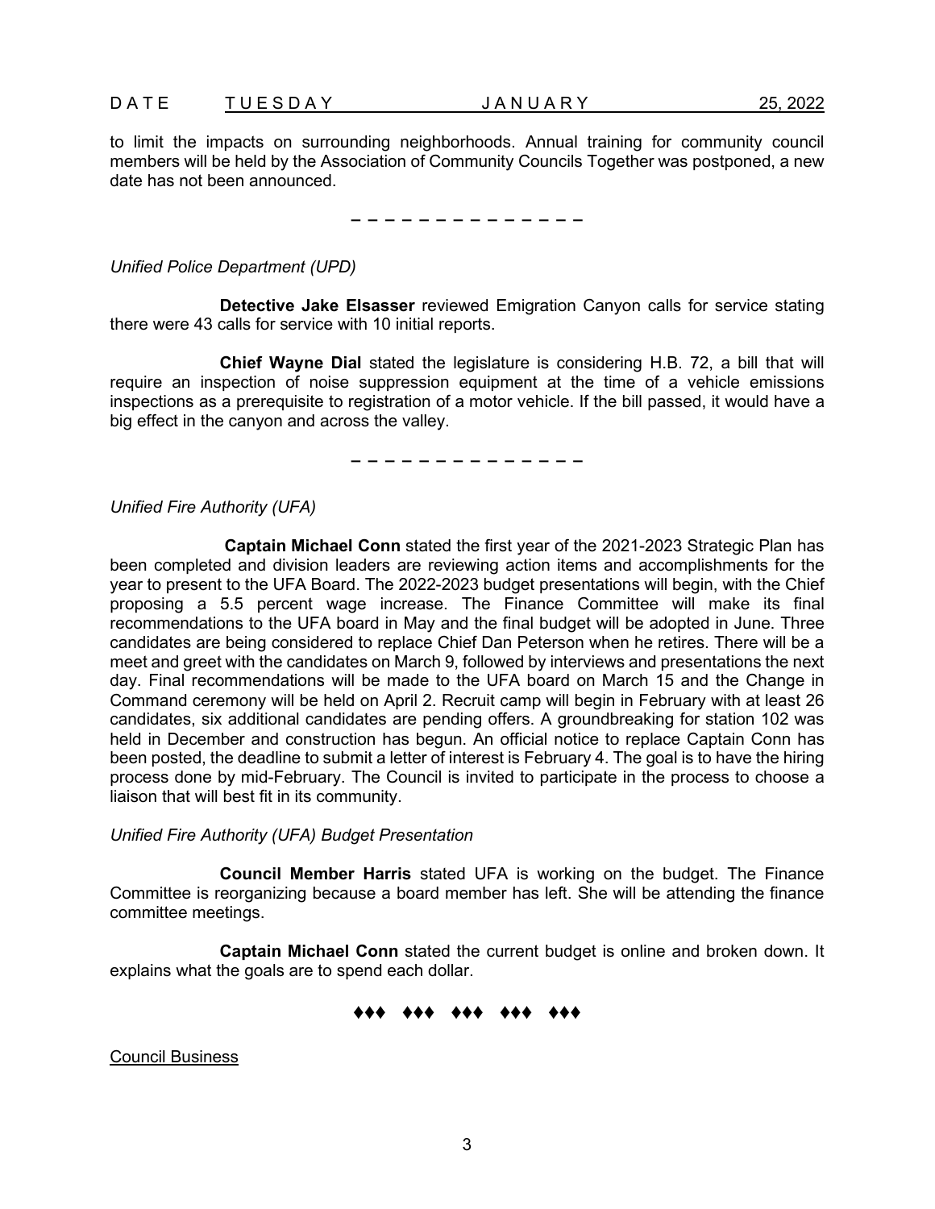to limit the impacts on surrounding neighborhoods. Annual training for community council members will be held by the Association of Community Councils Together was postponed, a new date has not been announced.

– – – – – – – – – – – – – –

*Unified Police Department (UPD)*

**Detective Jake Elsasser** reviewed Emigration Canyon calls for service stating there were 43 calls for service with 10 initial reports.

**Chief Wayne Dial** stated the legislature is considering H.B. 72, a bill that will require an inspection of noise suppression equipment at the time of a vehicle emissions inspections as a prerequisite to registration of a motor vehicle. If the bill passed, it would have a big effect in the canyon and across the valley.

– – – – – – – – – – – – – –

*Unified Fire Authority (UFA)*

**Captain Michael Conn** stated the first year of the 2021-2023 Strategic Plan has been completed and division leaders are reviewing action items and accomplishments for the year to present to the UFA Board. The 2022-2023 budget presentations will begin, with the Chief proposing a 5.5 percent wage increase. The Finance Committee will make its final recommendations to the UFA board in May and the final budget will be adopted in June. Three candidates are being considered to replace Chief Dan Peterson when he retires. There will be a meet and greet with the candidates on March 9, followed by interviews and presentations the next day. Final recommendations will be made to the UFA board on March 15 and the Change in Command ceremony will be held on April 2. Recruit camp will begin in February with at least 26 candidates, six additional candidates are pending offers. A groundbreaking for station 102 was held in December and construction has begun. An official notice to replace Captain Conn has been posted, the deadline to submit a letter of interest is February 4. The goal is to have the hiring process done by mid-February. The Council is invited to participate in the process to choose a liaison that will best fit in its community.

*Unified Fire Authority (UFA) Budget Presentation*

**Council Member Harris** stated UFA is working on the budget. The Finance Committee is reorganizing because a board member has left. She will be attending the finance committee meetings.

**Captain Michael Conn** stated the current budget is online and broken down. It explains what the goals are to spend each dollar.

♦♦♦ ♦♦♦ ♦♦♦ ♦♦♦ ♦♦♦

Council Business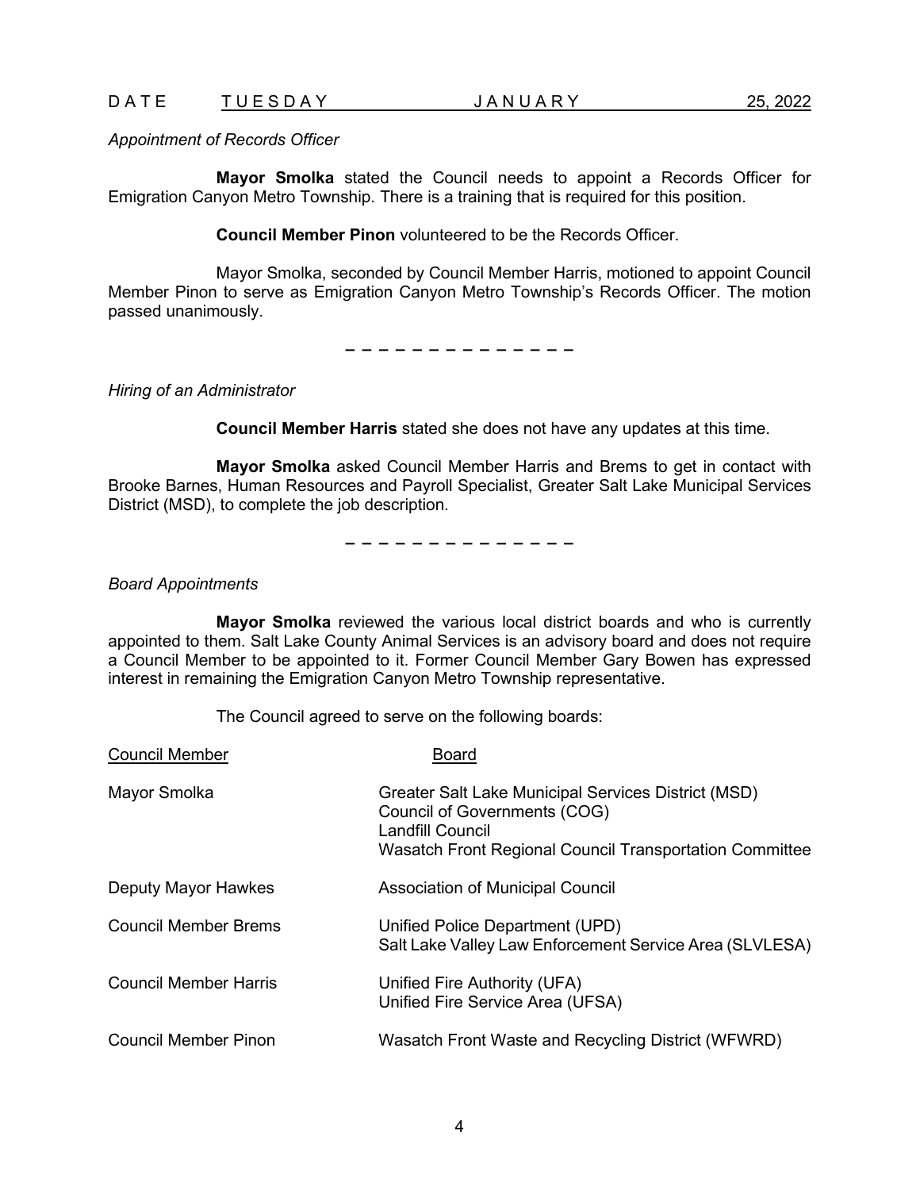*Appointment of Records Officer*

**Mayor Smolka** stated the Council needs to appoint a Records Officer for Emigration Canyon Metro Township. There is a training that is required for this position.

**Council Member Pinon** volunteered to be the Records Officer.

Mayor Smolka, seconded by Council Member Harris, motioned to appoint Council Member Pinon to serve as Emigration Canyon Metro Township's Records Officer. The motion passed unanimously.

– – – – – – – – – – – – – –

*Hiring of an Administrator*

**Council Member Harris** stated she does not have any updates at this time.

**Mayor Smolka** asked Council Member Harris and Brems to get in contact with Brooke Barnes, Human Resources and Payroll Specialist, Greater Salt Lake Municipal Services District (MSD), to complete the job description.

– – – – – – – – – – – – – –

*Board Appointments*

**Mayor Smolka** reviewed the various local district boards and who is currently appointed to them. Salt Lake County Animal Services is an advisory board and does not require a Council Member to be appointed to it. Former Council Member Gary Bowen has expressed interest in remaining the Emigration Canyon Metro Township representative.

The Council agreed to serve on the following boards:

| Council Member | Board |
| --- | --- |
| Mayor Smolka | Greater Salt Lake Municipal Services District (MSD)<br>Council of Governments (COG)<br>Landfill Council<br>Wasatch Front Regional Council Transportation Committee |
| Deputy Mayor Hawkes | Association of Municipal Council |
| Council Member Brems | Unified Police Department (UPD)<br>Salt Lake Valley Law Enforcement Service Area (SLVLESA) |
| Council Member Harris | Unified Fire Authority (UFA)<br>Unified Fire Service Area (UFSA) |
| Council Member Pinon | Wasatch Front Waste and Recycling District (WFWRD) |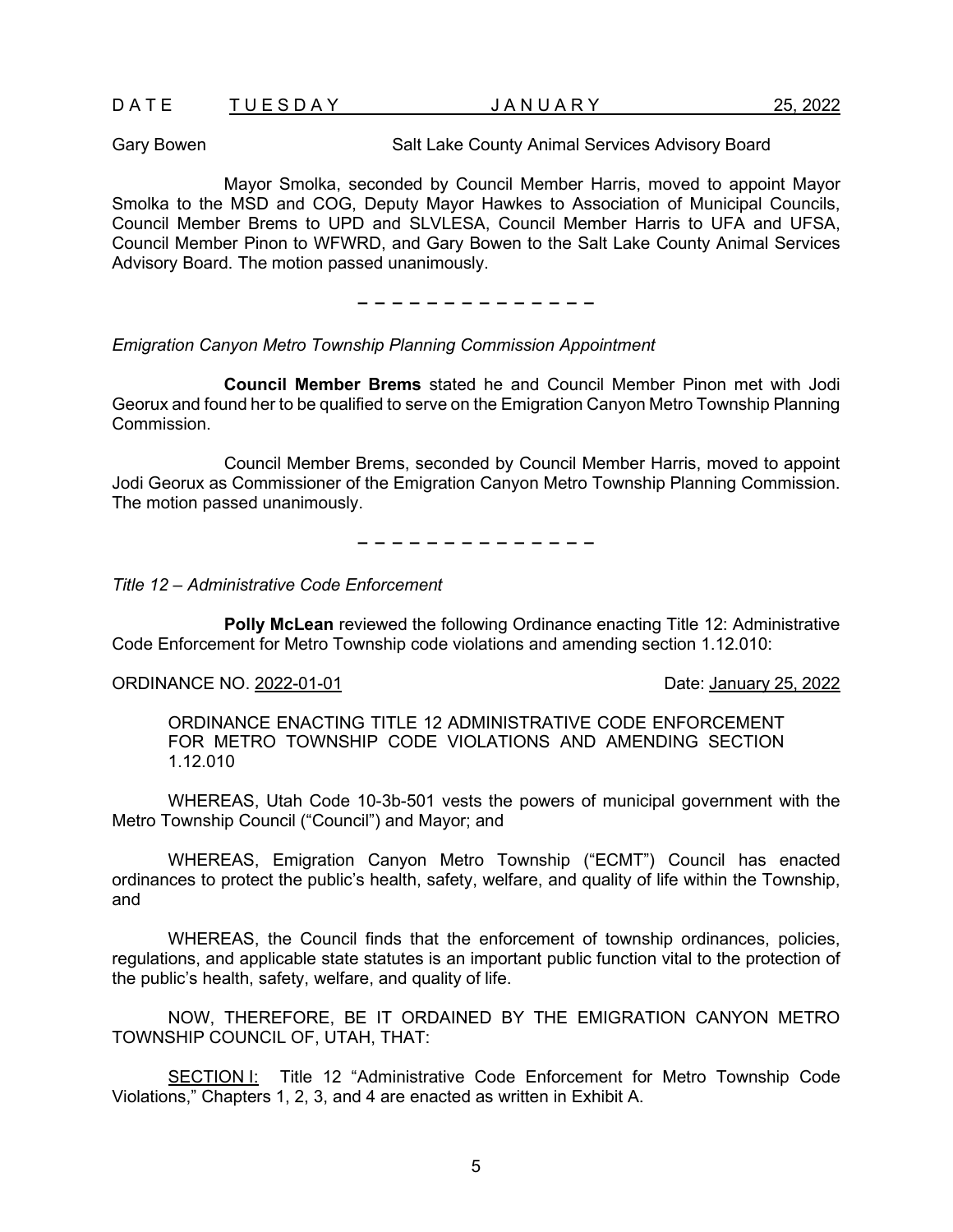Gary Bowen Salt Lake County Animal Services Advisory Board

Mayor Smolka, seconded by Council Member Harris, moved to appoint Mayor Smolka to the MSD and COG, Deputy Mayor Hawkes to Association of Municipal Councils, Council Member Brems to UPD and SLVLESA, Council Member Harris to UFA and UFSA, Council Member Pinon to WFWRD, and Gary Bowen to the Salt Lake County Animal Services Advisory Board. The motion passed unanimously.

– – – – – – – – – – – – – –

*Emigration Canyon Metro Township Planning Commission Appointment*

**Council Member Brems** stated he and Council Member Pinon met with Jodi Georux and found her to be qualified to serve on the Emigration Canyon Metro Township Planning Commission.

Council Member Brems, seconded by Council Member Harris, moved to appoint Jodi Georux as Commissioner of the Emigration Canyon Metro Township Planning Commission. The motion passed unanimously.

– – – – – – – – – – – – – –

*Title 12 – Administrative Code Enforcement*

**Polly McLean** reviewed the following Ordinance enacting Title 12: Administrative Code Enforcement for Metro Township code violations and amending section 1.12.010:

ORDINANCE NO. 2022-01-01 Date: January 25, 2022

ORDINANCE ENACTING TITLE 12 ADMINISTRATIVE CODE ENFORCEMENT FOR METRO TOWNSHIP CODE VIOLATIONS AND AMENDING SECTION 1.12.010

WHEREAS, Utah Code 10-3b-501 vests the powers of municipal government with the Metro Township Council ("Council") and Mayor; and

WHEREAS, Emigration Canyon Metro Township ("ECMT") Council has enacted ordinances to protect the public's health, safety, welfare, and quality of life within the Township, and

WHEREAS, the Council finds that the enforcement of township ordinances, policies, regulations, and applicable state statutes is an important public function vital to the protection of the public's health, safety, welfare, and quality of life.

NOW, THEREFORE, BE IT ORDAINED BY THE EMIGRATION CANYON METRO TOWNSHIP COUNCIL OF, UTAH, THAT:

SECTION I: Title 12 "Administrative Code Enforcement for Metro Township Code Violations," Chapters 1, 2, 3, and 4 are enacted as written in Exhibit A.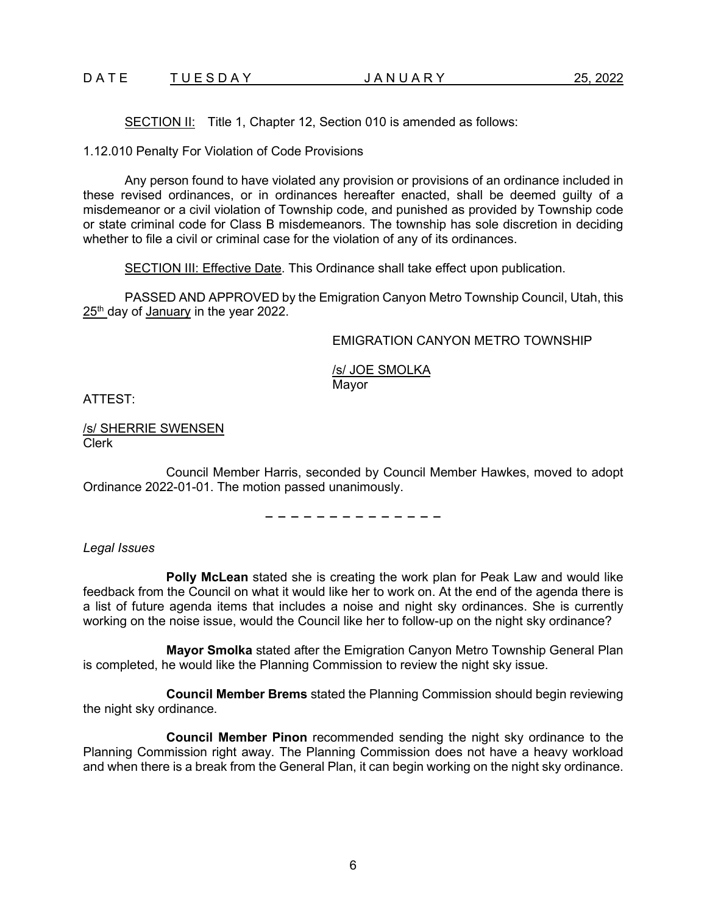SECTION II: Title 1, Chapter 12, Section 010 is amended as follows:

1.12.010 Penalty For Violation of Code Provisions

Any person found to have violated any provision or provisions of an ordinance included in these revised ordinances, or in ordinances hereafter enacted, shall be deemed guilty of a misdemeanor or a civil violation of Township code, and punished as provided by Township code or state criminal code for Class B misdemeanors. The township has sole discretion in deciding whether to file a civil or criminal case for the violation of any of its ordinances.

SECTION III: Effective Date. This Ordinance shall take effect upon publication.

PASSED AND APPROVED by the Emigration Canyon Metro Township Council, Utah, this 25th day of January in the year 2022.

EMIGRATION CANYON METRO TOWNSHIP

/s/ JOE SMOLKA
Mayor

ATTEST:

/s/ SHERRIE SWENSEN
Clerk

Council Member Harris, seconded by Council Member Hawkes, moved to adopt Ordinance 2022-01-01. The motion passed unanimously.

\- - - - - - - - - - - - - -

*Legal Issues*

**Polly McLean** stated she is creating the work plan for Peak Law and would like feedback from the Council on what it would like her to work on. At the end of the agenda there is a list of future agenda items that includes a noise and night sky ordinances. She is currently working on the noise issue, would the Council like her to follow-up on the night sky ordinance?

**Mayor Smolka** stated after the Emigration Canyon Metro Township General Plan is completed, he would like the Planning Commission to review the night sky issue.

**Council Member Brems** stated the Planning Commission should begin reviewing the night sky ordinance.

**Council Member Pinon** recommended sending the night sky ordinance to the Planning Commission right away. The Planning Commission does not have a heavy workload and when there is a break from the General Plan, it can begin working on the night sky ordinance.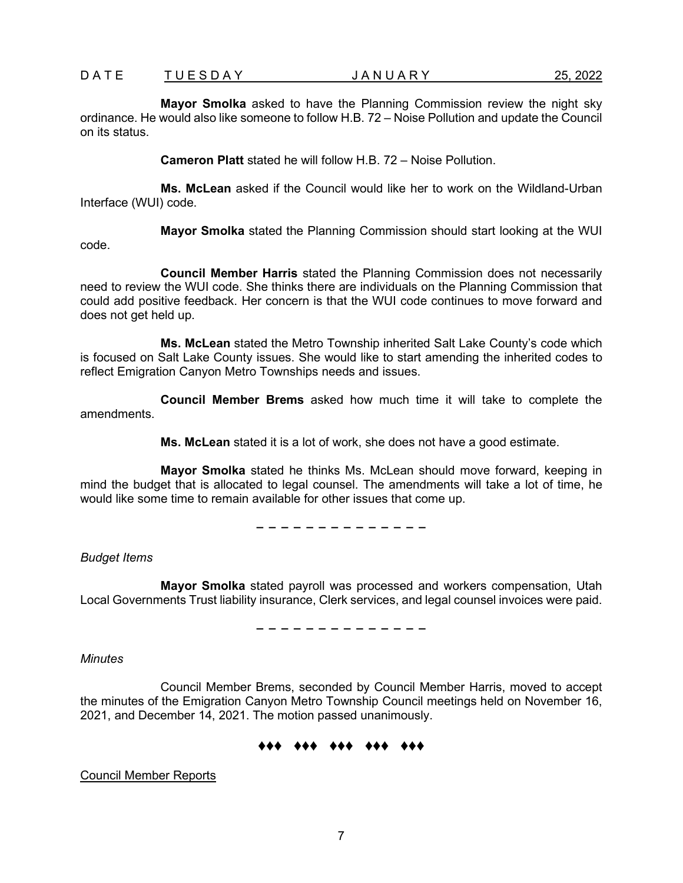**Mayor Smolka** asked to have the Planning Commission review the night sky ordinance. He would also like someone to follow H.B. 72 – Noise Pollution and update the Council on its status.

**Cameron Platt** stated he will follow H.B. 72 – Noise Pollution.

**Ms. McLean** asked if the Council would like her to work on the Wildland-Urban Interface (WUI) code.

**Mayor Smolka** stated the Planning Commission should start looking at the WUI code.

**Council Member Harris** stated the Planning Commission does not necessarily need to review the WUI code. She thinks there are individuals on the Planning Commission that could add positive feedback. Her concern is that the WUI code continues to move forward and does not get held up.

**Ms. McLean** stated the Metro Township inherited Salt Lake County's code which is focused on Salt Lake County issues. She would like to start amending the inherited codes to reflect Emigration Canyon Metro Townships needs and issues.

**Council Member Brems** asked how much time it will take to complete the amendments.

**Ms. McLean** stated it is a lot of work, she does not have a good estimate.

**Mayor Smolka** stated he thinks Ms. McLean should move forward, keeping in mind the budget that is allocated to legal counsel. The amendments will take a lot of time, he would like some time to remain available for other issues that come up.

– – – – – – – – – – – – – –

*Budget Items*

**Mayor Smolka** stated payroll was processed and workers compensation, Utah Local Governments Trust liability insurance, Clerk services, and legal counsel invoices were paid.

– – – – – – – – – – – – – –

*Minutes*

Council Member Brems, seconded by Council Member Harris, moved to accept the minutes of the Emigration Canyon Metro Township Council meetings held on November 16, 2021, and December 14, 2021. The motion passed unanimously.

♦♦♦ ♦♦♦ ♦♦♦ ♦♦♦ ♦♦♦

<u>Council Member Reports</u>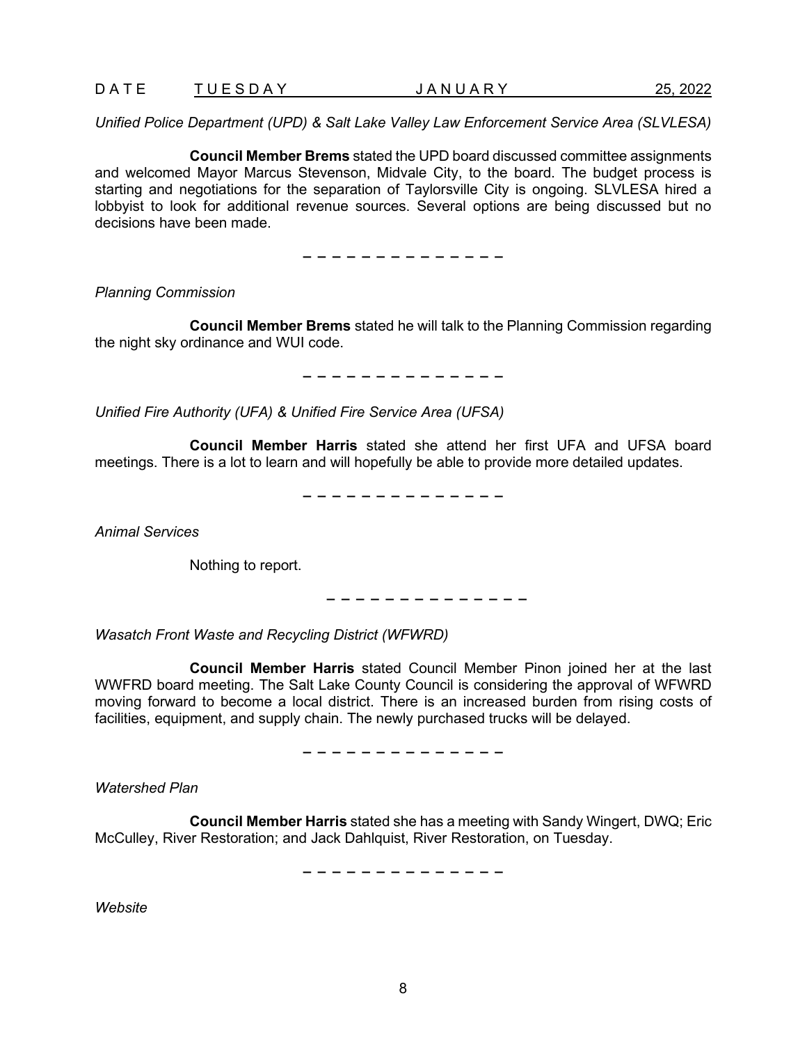*Unified Police Department (UPD) & Salt Lake Valley Law Enforcement Service Area (SLVLESA)*

**Council Member Brems** stated the UPD board discussed committee assignments and welcomed Mayor Marcus Stevenson, Midvale City, to the board. The budget process is starting and negotiations for the separation of Taylorsville City is ongoing. SLVLESA hired a lobbyist to look for additional revenue sources. Several options are being discussed but no decisions have been made.

– – – – – – – – – – – – – –

*Planning Commission*

**Council Member Brems** stated he will talk to the Planning Commission regarding the night sky ordinance and WUI code.

– – – – – – – – – – – – – –

*Unified Fire Authority (UFA) & Unified Fire Service Area (UFSA)*

**Council Member Harris** stated she attend her first UFA and UFSA board meetings. There is a lot to learn and will hopefully be able to provide more detailed updates.

– – – – – – – – – – – – – –

*Animal Services*

Nothing to report.

– – – – – – – – – – – – – –

*Wasatch Front Waste and Recycling District (WFWRD)*

**Council Member Harris** stated Council Member Pinon joined her at the last WWFRD board meeting. The Salt Lake County Council is considering the approval of WFWRD moving forward to become a local district. There is an increased burden from rising costs of facilities, equipment, and supply chain. The newly purchased trucks will be delayed.

– – – – – – – – – – – – – –

*Watershed Plan*

**Council Member Harris** stated she has a meeting with Sandy Wingert, DWQ; Eric McCulley, River Restoration; and Jack Dahlquist, River Restoration, on Tuesday.

– – – – – – – – – – – – – –

*Website*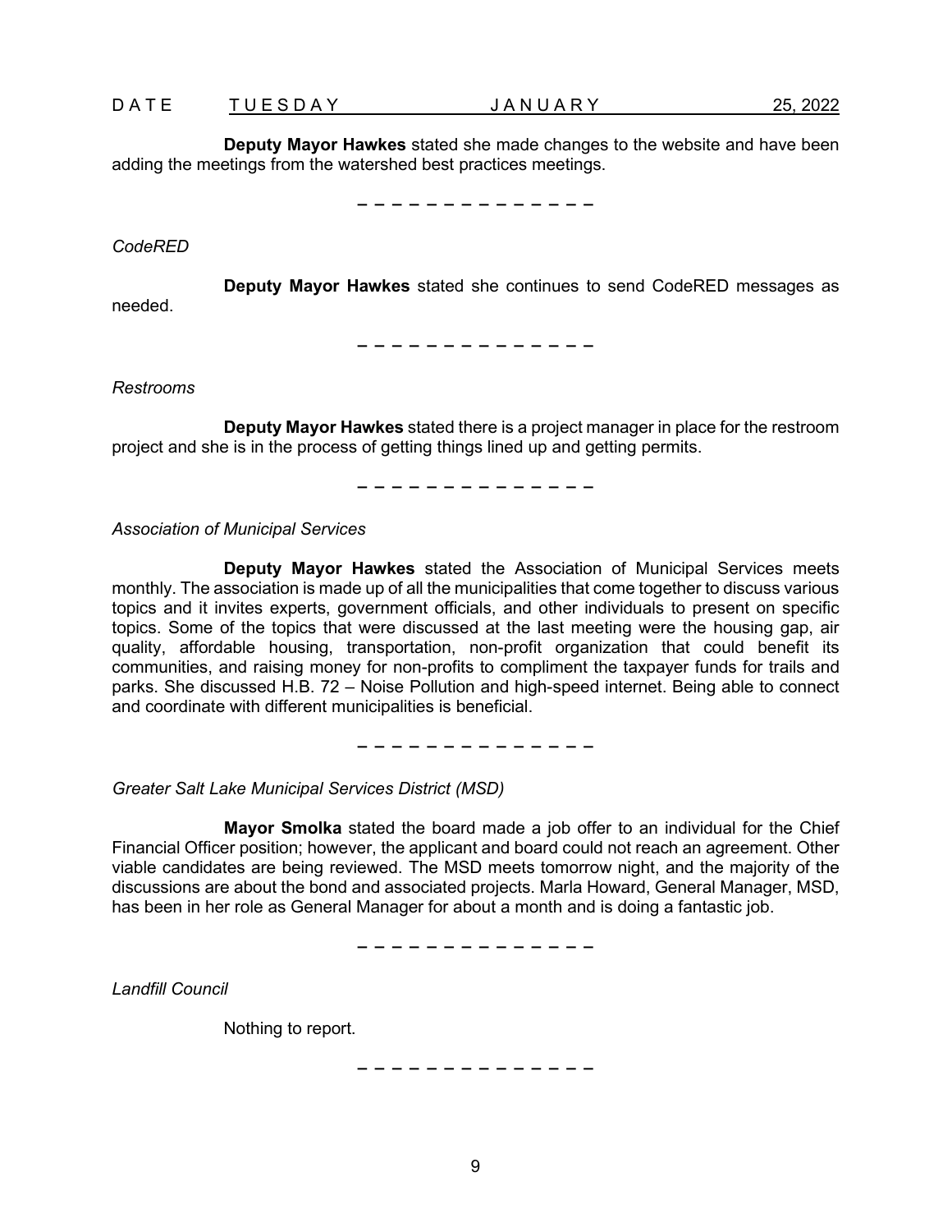**Deputy Mayor Hawkes** stated she made changes to the website and have been adding the meetings from the watershed best practices meetings.

– – – – – – – – – – – – – –

*CodeRED*

**Deputy Mayor Hawkes** stated she continues to send CodeRED messages as needed.

– – – – – – – – – – – – – –

*Restrooms*

**Deputy Mayor Hawkes** stated there is a project manager in place for the restroom project and she is in the process of getting things lined up and getting permits.

– – – – – – – – – – – – – –

*Association of Municipal Services*

**Deputy Mayor Hawkes** stated the Association of Municipal Services meets monthly. The association is made up of all the municipalities that come together to discuss various topics and it invites experts, government officials, and other individuals to present on specific topics. Some of the topics that were discussed at the last meeting were the housing gap, air quality, affordable housing, transportation, non-profit organization that could benefit its communities, and raising money for non-profits to compliment the taxpayer funds for trails and parks. She discussed H.B. 72 – Noise Pollution and high-speed internet. Being able to connect and coordinate with different municipalities is beneficial.

– – – – – – – – – – – – – –

*Greater Salt Lake Municipal Services District (MSD)*

**Mayor Smolka** stated the board made a job offer to an individual for the Chief Financial Officer position; however, the applicant and board could not reach an agreement. Other viable candidates are being reviewed. The MSD meets tomorrow night, and the majority of the discussions are about the bond and associated projects. Marla Howard, General Manager, MSD, has been in her role as General Manager for about a month and is doing a fantastic job.

– – – – – – – – – – – – – –

*Landfill Council*

Nothing to report.

– – – – – – – – – – – – – –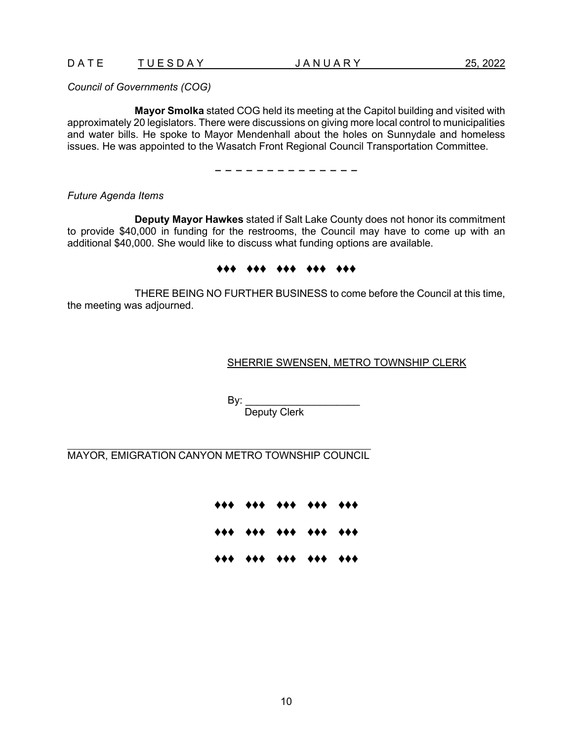*Council of Governments (COG)*

**Mayor Smolka** stated COG held its meeting at the Capitol building and visited with approximately 20 legislators. There were discussions on giving more local control to municipalities and water bills. He spoke to Mayor Mendenhall about the holes on Sunnydale and homeless issues. He was appointed to the Wasatch Front Regional Council Transportation Committee.

– – – – – – – – – – – – – –

*Future Agenda Items*

**Deputy Mayor Hawkes** stated if Salt Lake County does not honor its commitment to provide $40,000 in funding for the restrooms, the Council may have to come up with an additional $40,000. She would like to discuss what funding options are available.

♦♦♦ ♦♦♦ ♦♦♦ ♦♦♦ ♦♦♦

THERE BEING NO FURTHER BUSINESS to come before the Council at this time, the meeting was adjourned.

SHERRIE SWENSEN, METRO TOWNSHIP CLERK

By: ____________________
Deputy Clerk

MAYOR, EMIGRATION CANYON METRO TOWNSHIP COUNCIL

♦♦♦ ♦♦♦ ♦♦♦ ♦♦♦ ♦♦♦

♦♦♦ ♦♦♦ ♦♦♦ ♦♦♦ ♦♦♦

♦♦♦ ♦♦♦ ♦♦♦ ♦♦♦ ♦♦♦